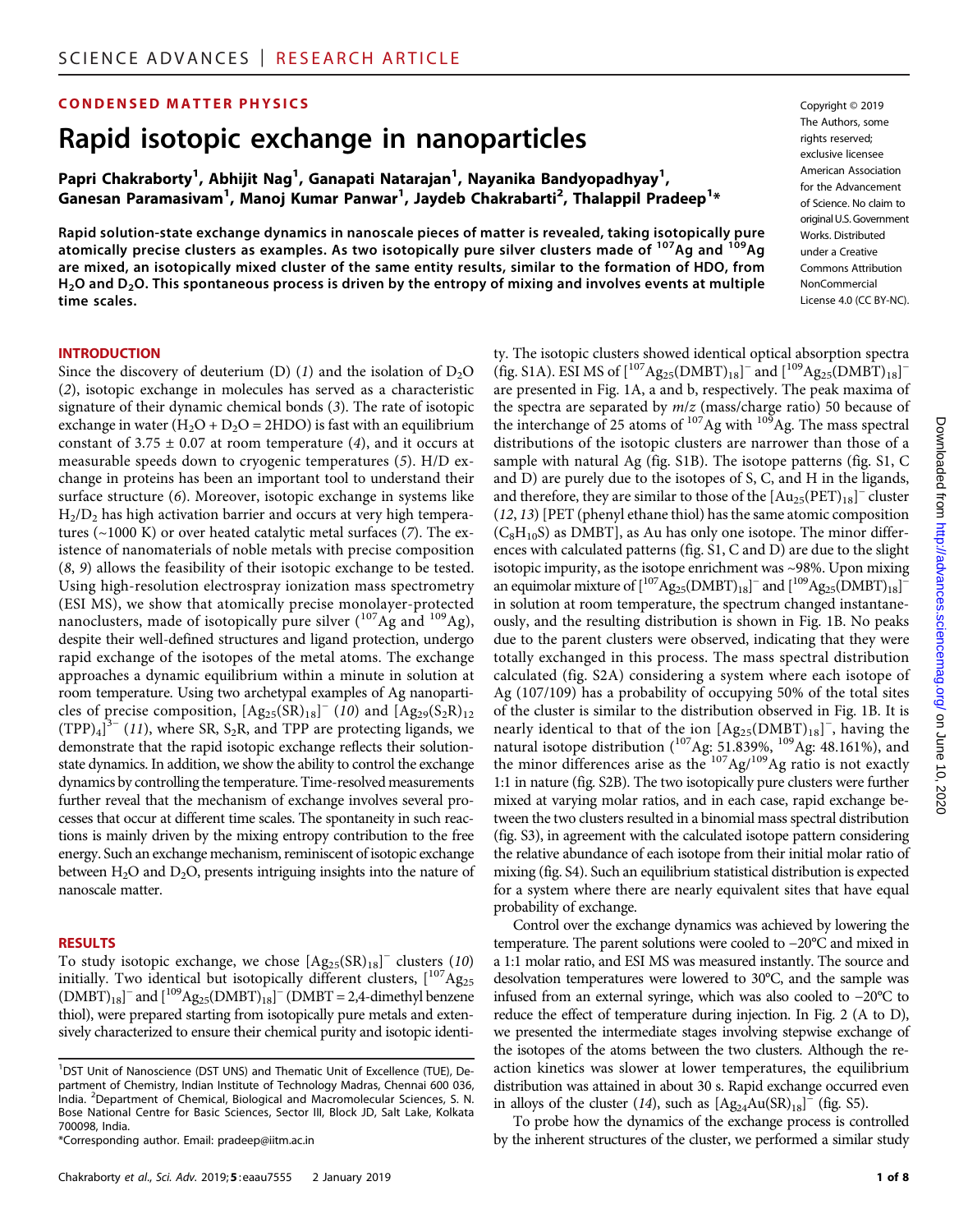CONDENSED MATTER PHYSICS

# Rapid isotopic exchange in nanoparticles

Papri Chakraborty[1], Abhijit Nag[1], Ganapati Natarajan[1], Nayanika Bandyopadhyay[1], Ganesan Paramasivam[1], Manoj Kumar Panwar[1], Jaydeb Chakrabarti[2], Thalappil Pradeep[1]*

Copyright © 2019 The Authors, some rights reserved; exclusive licensee American Association for the Advancement of Science. No claim to original U.S. Government Works. Distributed under a Creative Commons Attribution NonCommercial License 4.0 (CC BY-NC).

**Rapid solution-state exchange dynamics in nanoscale pieces of matter is revealed, taking isotopically pure atomically precise clusters as examples. As two isotopically pure silver clusters made of $^{107}Ag$ and $^{109}Ag$ are mixed, an isotopically mixed cluster of the same entity results, similar to the formation of HDO, from $H_2O$ and $D_2O$. This spontaneous process is driven by the entropy of mixing and involves events at multiple time scales.**

## INTRODUCTION

Since the discovery of deuterium (D) (*1*) and the isolation of $D_2O$ (*2*), isotopic exchange in molecules has served as a characteristic signature of their dynamic chemical bonds (*3*). The rate of isotopic exchange in water ($H_2O + D_2O = 2HDO$) is fast with an equilibrium constant of $3.75 \pm 0.07$ at room temperature (*4*), and it occurs at measurable speeds down to cryogenic temperatures (*5*). H/D exchange in proteins has been an important tool to understand their surface structure (*6*). Moreover, isotopic exchange in systems like $H_2/D_2$ has high activation barrier and occurs at very high temperatures (~1000 K) or over heated catalytic metal surfaces (*7*). The existence of nanomaterials of noble metals with precise composition (*8*, *9*) allows the feasibility of their isotopic exchange to be tested. Using high-resolution electrospray ionization mass spectrometry (ESI MS), we show that atomically precise monolayer-protected nanoclusters, made of isotopically pure silver ($^{107}Ag$ and $^{109}Ag$), despite their well-defined structures and ligand protection, undergo rapid exchange of the isotopes of the metal atoms. The exchange approaches a dynamic equilibrium within a minute in solution at room temperature. Using two archetypal examples of Ag nanoparticles of precise composition, $[Ag_{25}(SR)_{18}]^-$ (*10*) and $[Ag_{29}(S_2R)_{12}(TPP)_4]^{3-}$ (*11*), where SR, $S_2R$, and TPP are protecting ligands, we demonstrate that the rapid isotopic exchange reflects their solution-state dynamics. In addition, we show the ability to control the exchange dynamics by controlling the temperature. Time-resolved measurements further reveal that the mechanism of exchange involves several processes that occur at different time scales. The spontaneity in such reactions is mainly driven by the mixing entropy contribution to the free energy. Such an exchange mechanism, reminiscent of isotopic exchange between $H_2O$ and $D_2O$, presents intriguing insights into the nature of nanoscale matter.

## RESULTS

To study isotopic exchange, we chose $[Ag_{25}(SR)_{18}]^-$ clusters (*10*) initially. Two identical but isotopically different clusters, $[^{107}Ag_{25}(DMBT)_{18}]^-$ and $[^{109}Ag_{25}(DMBT)_{18}]^-$ (DMBT = 2,4-dimethyl benzene thiol), were prepared starting from isotopically pure metals and extensively characterized to ensure their chemical purity and isotopic identity. The isotopic clusters showed identical optical absorption spectra (fig. S1A). ESI MS of $[^{107}Ag_{25}(DMBT)_{18}]^-$ and $[^{109}Ag_{25}(DMBT)_{18}]^-$ are presented in Fig. 1A, a and b, respectively. The peak maxima of the spectra are separated by *m/z* (mass/charge ratio) 50 because of the interchange of 25 atoms of $^{107}Ag$ with $^{109}Ag$. The mass spectral distributions of the isotopic clusters are narrower than those of a sample with natural Ag (fig. S1B). The isotope patterns (fig. S1, C and D) are purely due to the isotopes of S, C, and H in the ligands, and therefore, they are similar to those of the $[Au_{25}(PET)_{18}]^-$ cluster (*12*, *13*) [PET (phenyl ethane thiol) has the same atomic composition ($C_8H_{10}S$) as DMBT], as Au has only one isotope. The minor differences with calculated patterns (fig. S1, C and D) are due to the slight isotopic impurity, as the isotope enrichment was ~98%. Upon mixing an equimolar mixture of $[^{107}Ag_{25}(DMBT)_{18}]^-$ and $[^{109}Ag_{25}(DMBT)_{18}]^-$ in solution at room temperature, the spectrum changed instantaneously, and the resulting distribution is shown in Fig. 1B. No peaks due to the parent clusters were observed, indicating that they were totally exchanged in this process. The mass spectral distribution calculated (fig. S2A) considering a system where each isotope of Ag (107/109) has a probability of occupying 50% of the total sites of the cluster is similar to the distribution observed in Fig. 1B. It is nearly identical to that of the ion $[Ag_{25}(DMBT)_{18}]^-$, having the natural isotope distribution ($^{107}Ag$: 51.839%, $^{109}Ag$: 48.161%), and the minor differences arise as the $^{107}Ag/^{109}Ag$ ratio is not exactly 1:1 in nature (fig. S2B). The two isotopically pure clusters were further mixed at varying molar ratios, and in each case, rapid exchange between the two clusters resulted in a binomial mass spectral distribution (fig. S3), in agreement with the calculated isotope pattern considering the relative abundance of each isotope from their initial molar ratio of mixing (fig. S4). Such an equilibrium statistical distribution is expected for a system where there are nearly equivalent sites that have equal probability of exchange.

Control over the exchange dynamics was achieved by lowering the temperature. The parent solutions were cooled to −20°C and mixed in a 1:1 molar ratio, and ESI MS was measured instantly. The source and desolvation temperatures were lowered to 30°C, and the sample was infused from an external syringe, which was also cooled to −20°C to reduce the effect of temperature during injection. In Fig. 2 (A to D), we presented the intermediate stages involving stepwise exchange of the isotopes of the atoms between the two clusters. Although the reaction kinetics was slower at lower temperatures, the equilibrium distribution was attained in about 30 s. Rapid exchange occurred even in alloys of the cluster (*14*), such as $[Ag_{24}Au(SR)_{18}]^-$ (fig. S5).

To probe how the dynamics of the exchange process is controlled by the inherent structures of the cluster, we performed a similar study

[1]DST Unit of Nanoscience (DST UNS) and Thematic Unit of Excellence (TUE), Department of Chemistry, Indian Institute of Technology Madras, Chennai 600 036, India. [2]Department of Chemical, Biological and Macromolecular Sciences, S. N. Bose National Centre for Basic Sciences, Sector III, Block JD, Salt Lake, Kolkata 700098, India.
*Corresponding author. Email: pradeep@iitm.ac.in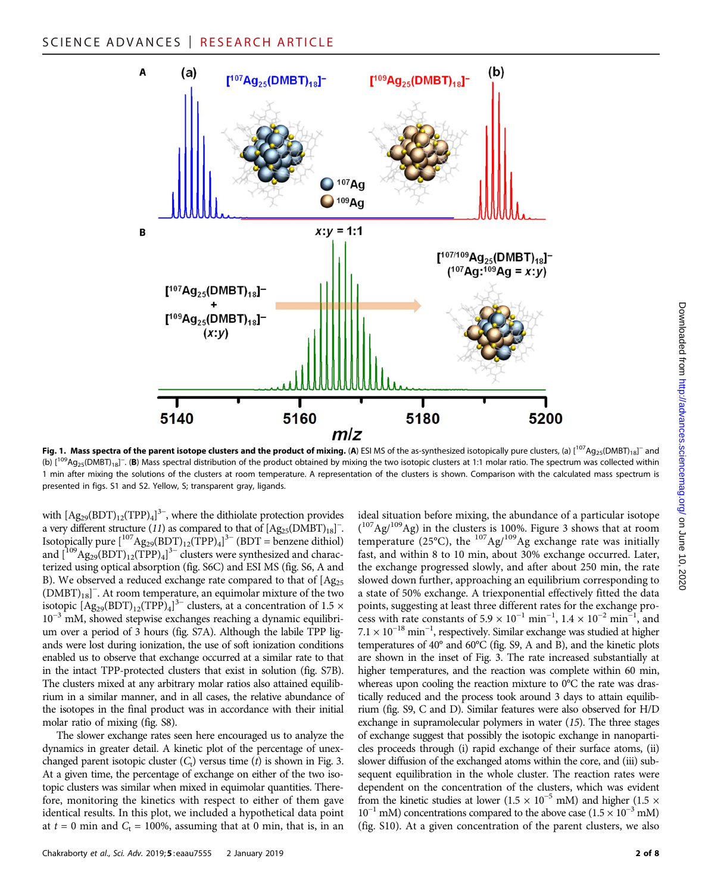A (a) $[^{107}Ag_{25}(DMBT)_{18}]^-$ $[^{109}Ag_{25}(DMBT)_{18}]^-$ (b)

$^{107}Ag$
$^{109}Ag$

B $x{:}y$ = 1:1

$[^{107/109}Ag_{25}(DMBT)_{18}]^-$
($^{107}Ag{:}^{109}Ag$ = $x{:}y$)

$[^{107}Ag_{25}(DMBT)_{18}]^-$
+
$[^{109}Ag_{25}(DMBT)_{18}]^-$
($x{:}y$)

5140 5160 5180 5200
$m/z$

**Fig. 1. Mass spectra of the parent isotope clusters and the product of mixing.** (**A**) ESI MS of the as-synthesized isotopically pure clusters, (a) $[^{107}Ag_{25}(DMBT)_{18}]^-$ and (b) $[^{109}Ag_{25}(DMBT)_{18}]^-$. (**B**) Mass spectral distribution of the product obtained by mixing the two isotopic clusters at 1:1 molar ratio. The spectrum was collected within 1 min after mixing the solutions of the clusters at room temperature. A representation of the clusters is shown. Comparison with the calculated mass spectrum is presented in figs. S1 and S2. Yellow, S; transparent gray, ligands.

with $[Ag_{29}(BDT)_{12}(TPP)_4]^{3-}$, where the dithiolate protection provides a very different structure (*11*) as compared to that of $[Ag_{25}(DMBT)_{18}]^-$. Isotopically pure $[^{107}Ag_{29}(BDT)_{12}(TPP)_4]^{3-}$ (BDT = benzene dithiol) and $[^{109}Ag_{29}(BDT)_{12}(TPP)_4]^{3-}$ clusters were synthesized and characterized using optical absorption (fig. S6C) and ESI MS (fig. S6, A and B). We observed a reduced exchange rate compared to that of $[Ag_{25}(DMBT)_{18}]^-$. At room temperature, an equimolar mixture of the two isotopic $[Ag_{29}(BDT)_{12}(TPP)_4]^{3-}$ clusters, at a concentration of $1.5 \times 10^{-3}$ mM, showed stepwise exchanges reaching a dynamic equilibrium over a period of 3 hours (fig. S7A). Although the labile TPP ligands were lost during ionization, the use of soft ionization conditions enabled us to observe that exchange occurred at a similar rate to that in the intact TPP-protected clusters that exist in solution (fig. S7B). The clusters mixed at any arbitrary molar ratios also attained equilibrium in a similar manner, and in all cases, the relative abundance of the isotopes in the final product was in accordance with their initial molar ratio of mixing (fig. S8).

The slower exchange rates seen here encouraged us to analyze the dynamics in greater detail. A kinetic plot of the percentage of unexchanged parent isotopic cluster ($C_t$) versus time ($t$) is shown in Fig. 3. At a given time, the percentage of exchange on either of the two isotopic clusters was similar when mixed in equimolar quantities. Therefore, monitoring the kinetics with respect to either of them gave identical results. In this plot, we included a hypothetical data point at $t$ = 0 min and $C_t$ = 100%, assuming that at 0 min, that is, in an ideal situation before mixing, the abundance of a particular isotope ($^{107}Ag/^{109}Ag$) in the clusters is 100%. Figure 3 shows that at room temperature (25°C), the $^{107}Ag/^{109}Ag$ exchange rate was initially fast, and within 8 to 10 min, about 30% exchange occurred. Later, the exchange progressed slowly, and after about 250 min, the rate slowed down further, approaching an equilibrium corresponding to a state of 50% exchange. A triexponential effectively fitted the data points, suggesting at least three different rates for the exchange process with rate constants of $5.9 \times 10^{-1}$ min$^{-1}$, $1.4 \times 10^{-2}$ min$^{-1}$, and $7.1 \times 10^{-18}$ min$^{-1}$, respectively. Similar exchange was studied at higher temperatures of 40° and 60°C (fig. S9, A and B), and the kinetic plots are shown in the inset of Fig. 3. The rate increased substantially at higher temperatures, and the reaction was complete within 60 min, whereas upon cooling the reaction mixture to 0°C the rate was drastically reduced and the process took around 3 days to attain equilibrium (fig. S9, C and D). Similar features were also observed for H/D exchange in supramolecular polymers in water (*15*). The three stages of exchange suggest that possibly the isotopic exchange in nanoparticles proceeds through (i) rapid exchange of their surface atoms, (ii) slower diffusion of the exchanged atoms within the core, and (iii) subsequent equilibration in the whole cluster. The reaction rates were dependent on the concentration of the clusters, which was evident from the kinetic studies at lower ($1.5 \times 10^{-5}$ mM) and higher ($1.5 \times 10^{-1}$ mM) concentrations compared to the above case ($1.5 \times 10^{-3}$ mM) (fig. S10). At a given concentration of the parent clusters, we also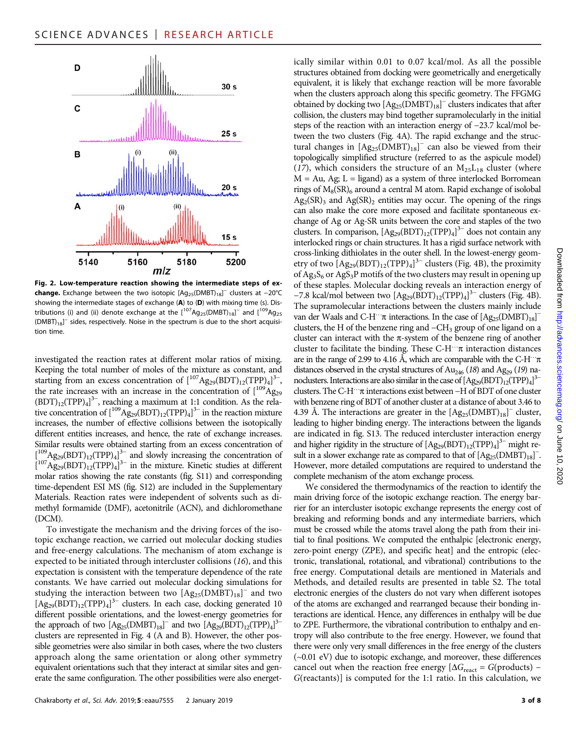Fig. 2. Low-temperature reaction showing the intermediate steps of exchange. Exchange between the two isotopic $[Ag_{25}(DMBT)_{18}]^-$ clusters at −20°C showing the intermediate stages of exchange (A) to (D) with mixing time (s). Distributions (i) and (ii) denote exchange at the $[^{107}Ag_{25}(DMBT)_{18}]^-$ and $[^{109}Ag_{25}(DMBT)_{18}]^-$ sides, respectively. Noise in the spectrum is due to the short acquisition time.

investigated the reaction rates at different molar ratios of mixing. Keeping the total number of moles of the mixture as constant, and starting from an excess concentration of $[^{107}Ag_{29}(BDT)_{12}(TPP)_4]^{3-}$, the rate increases with an increase in the concentration of $[^{109}Ag_{29}(BDT)_{12}(TPP)_4]^{3-}$, reaching a maximum at 1:1 condition. As the relative concentration of $[^{109}Ag_{29}(BDT)_{12}(TPP)_4]^{3-}$ in the reaction mixture increases, the number of effective collisions between the isotopically different entities increases, and hence, the rate of exchange increases. Similar results were obtained starting from an excess concentration of $[^{109}Ag_{29}(BDT)_{12}(TPP)_4]^{3-}$ and slowly increasing the concentration of $[^{107}Ag_{29}(BDT)_{12}(TPP)_4]^{3-}$ in the mixture. Kinetic studies at different molar ratios showing the rate constants (fig. S11) and corresponding time-dependent ESI MS (fig. S12) are included in the Supplementary Materials. Reaction rates were independent of solvents such as dimethyl formamide (DMF), acetonitrile (ACN), and dichloromethane (DCM).

To investigate the mechanism and the driving forces of the isotopic exchange reaction, we carried out molecular docking studies and free-energy calculations. The mechanism of atom exchange is expected to be initiated through intercluster collisions (16), and this expectation is consistent with the temperature dependence of the rate constants. We have carried out molecular docking simulations for studying the interaction between two $[Ag_{25}(DMBT)_{18}]^-$ and two $[Ag_{29}(BDT)_{12}(TPP)_4]^{3-}$ clusters. In each case, docking generated 10 different possible orientations, and the lowest-energy geometries for the approach of two $[Ag_{25}(DMBT)_{18}]^-$ and two $[Ag_{29}(BDT)_{12}(TPP)_4]^{3-}$ clusters are represented in Fig. 4 (A and B). However, the other possible geometries were also similar in both cases, where the two clusters approach along the same orientation or along other symmetry equivalent orientations such that they interact at similar sites and generate the same configuration. The other possibilities were also energetically similar within 0.01 to 0.07 kcal/mol. As all the possible structures obtained from docking were geometrically and energetically equivalent, it is likely that exchange reaction will be more favorable when the clusters approach along this specific geometry. The FFGMG obtained by docking two $[Ag_{25}(DMBT)_{18}]^-$ clusters indicates that after collision, the clusters may bind together supramolecularly in the initial steps of the reaction with an interaction energy of −23.7 kcal/mol between the two clusters (Fig. 4A). The rapid exchange and the structural changes in $[Ag_{25}(DMBT)_{18}]^-$ can also be viewed from their topologically simplified structure (referred to as the aspicule model) (17), which considers the structure of an $M_{25}L_{18}$ cluster (where M = Au, Ag; L = ligand) as a system of three interlocked Borromean rings of $M_8(SR)_6$ around a central M atom. Rapid exchange of isolobal $Ag_2(SR)_3$ and $Ag(SR)_2$ entities may occur. The opening of the rings can also make the core more exposed and facilitate spontaneous exchange of Ag or Ag-SR units between the core and staples of the two clusters. In comparison, $[Ag_{29}(BDT)_{12}(TPP)_4]^{3-}$ does not contain any interlocked rings or chain structures. It has a rigid surface network with cross-linking dithiolates in the outer shell. In the lowest-energy geometry of two $[Ag_{29}(BDT)_{12}(TPP)_4]^{3-}$ clusters (Fig. 4B), the proximity of $Ag_3S_6$ or $AgS_3P$ motifs of the two clusters may result in opening up of these staples. Molecular docking reveals an interaction energy of −7.8 kcal/mol between two $[Ag_{29}(BDT)_{12}(TPP)_4]^{3-}$ clusters (Fig. 4B). The supramolecular interactions between the clusters mainly include van der Waals and C-H$\cdots\pi$ interactions. In the case of $[Ag_{25}(DMBT)_{18}]^-$ clusters, the H of the benzene ring and $-CH_3$ group of one ligand on a cluster can interact with the π-system of the benzene ring of another cluster to facilitate the binding. These C-H$\cdots\pi$ interaction distances are in the range of 2.99 to 4.16 Å, which are comparable with the C-H$\cdots\pi$ distances observed in the crystal structures of $Au_{246}$ (18) and $Ag_{29}$ (19) nanoclusters. Interactions are also similar in the case of $[Ag_{29}(BDT)_{12}(TPP)_4]^{3-}$ clusters. The C-H$\cdots\pi$ interactions exist between –H of BDT of one cluster with benzene ring of BDT of another cluster at a distance of about 3.46 to 4.39 Å. The interactions are greater in the $[Ag_{25}(DMBT)_{18}]^-$ cluster, leading to higher binding energy. The interactions between the ligands are indicated in fig. S13. The reduced intercluster interaction energy and higher rigidity in the structure of $[Ag_{29}(BDT)_{12}(TPP)_4]^{3-}$ might result in a slower exchange rate as compared to that of $[Ag_{25}(DMBT)_{18}]^-$. However, more detailed computations are required to understand the complete mechanism of the atom exchange process.

We considered the thermodynamics of the reaction to identify the main driving force of the isotopic exchange reaction. The energy barrier for an intercluster isotopic exchange represents the energy cost of breaking and reforming bonds and any intermediate barriers, which must be crossed while the atoms travel along the path from their initial to final positions. We computed the enthalpic [electronic energy, zero-point energy (ZPE), and specific heat] and the entropic (electronic, translational, rotational, and vibrational) contributions to the free energy. Computational details are mentioned in Materials and Methods, and detailed results are presented in table S2. The total electronic energies of the clusters do not vary when different isotopes of the atoms are exchanged and rearranged because their bonding interactions are identical. Hence, any differences in enthalpy will be due to ZPE. Furthermore, the vibrational contribution to enthalpy and entropy will also contribute to the free energy. However, we found that there were only very small differences in the free energy of the clusters (~0.01 eV) due to isotopic exchange, and moreover, these differences cancel out when the reaction free energy [$\Delta G_{react}$ = G(products) − G(reactants)] is computed for the 1:1 ratio. In this calculation, we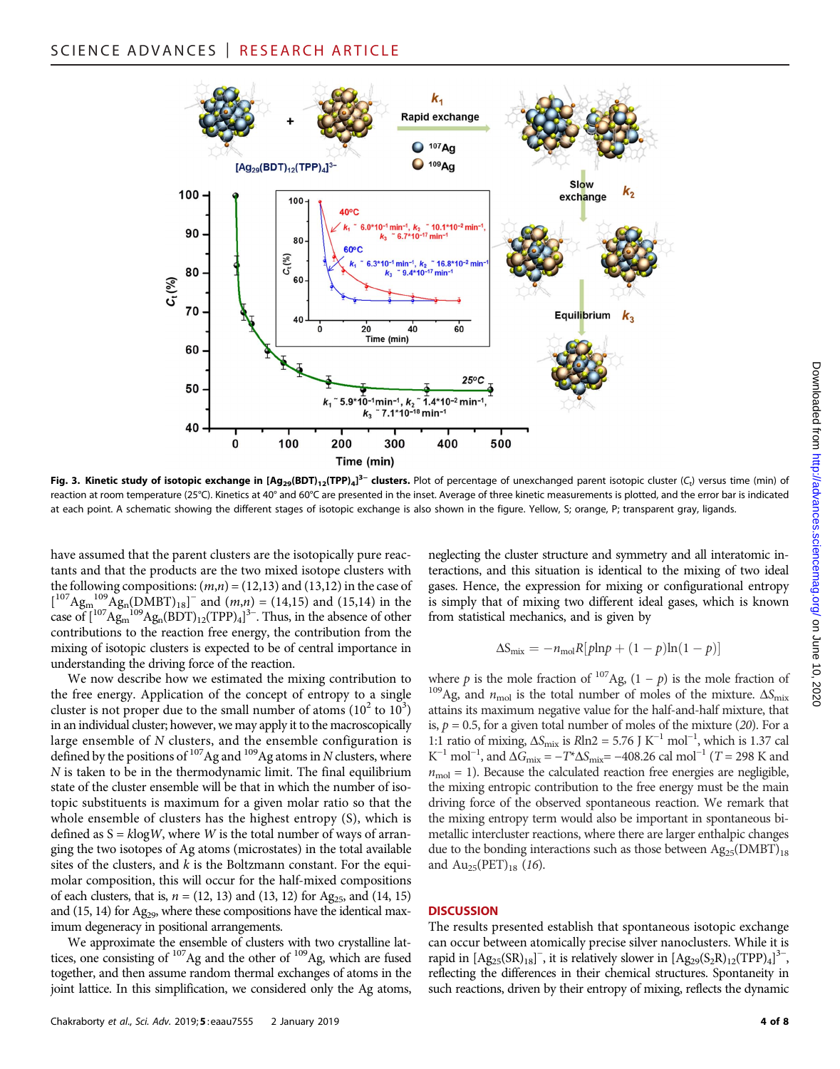[Ag$_{29}$(BDT)$_{12}$(TPP)$_4$]$^{3-}$

$k_1$

Rapid exchange

$^{107}$Ag

$^{109}$Ag

Slow exchange $k_2$

Equilibrium $k_3$

40°C

$k_1$ ~ 6.0*10$^{-1}$ min$^{-1}$, $k_2$ ~ 10.1*10$^{-2}$ min$^{-1}$, $k_3$ ~ 6.7*10$^{-17}$ min$^{-1}$

60°C

$k_1$ ~ 6.3*10$^{-1}$ min$^{-1}$, $k_2$ ~ 16.8*10$^{-2}$ min$^{-1}$, $k_3$ ~ 9.4*10$^{-17}$ min$^{-1}$

25°C

$k_1$ ~ 5.9*10$^{-1}$ min$^{-1}$, $k_2$ ~ 1.4*10$^{-2}$ min$^{-1}$, $k_3$ ~ 7.1*10$^{-18}$ min$^{-1}$

$C_t$ (%)

Time (min)

**Fig. 3. Kinetic study of isotopic exchange in [Ag$_{29}$(BDT)$_{12}$(TPP)$_4$]$^{3-}$ clusters.** Plot of percentage of unexchanged parent isotopic cluster ($C_t$) versus time (min) of reaction at room temperature (25°C). Kinetics at 40° and 60°C are presented in the inset. Average of three kinetic measurements is plotted, and the error bar is indicated at each point. A schematic showing the different stages of isotopic exchange is also shown in the figure. Yellow, S; orange, P; transparent gray, ligands.

have assumed that the parent clusters are the isotopically pure reactants and that the products are the two mixed isotope clusters with the following compositions: $(m,n) = (12,13)$ and $(13,12)$ in the case of $[^{107}Ag_m{}^{109}Ag_n(DMBT)_{18}]^-$ and $(m,n) = (14,15)$ and $(15,14)$ in the case of $[^{107}Ag_m{}^{109}Ag_n(BDT)_{12}(TPP)_4]^{3-}$. Thus, in the absence of other contributions to the reaction free energy, the contribution from the mixing of isotopic clusters is expected to be of central importance in understanding the driving force of the reaction.

We now describe how we estimated the mixing contribution to the free energy. Application of the concept of entropy to a single cluster is not proper due to the small number of atoms ($10^2$ to $10^3$) in an individual cluster; however, we may apply it to the macroscopically large ensemble of $N$ clusters, and the ensemble configuration is defined by the positions of $^{107}$Ag and $^{109}$Ag atoms in $N$ clusters, where $N$ is taken to be in the thermodynamic limit. The final equilibrium state of the cluster ensemble will be that in which the number of isotopic substituents is maximum for a given molar ratio so that the whole ensemble of clusters has the highest entropy (S), which is defined as $S = k\log W$, where $W$ is the total number of ways of arranging the two isotopes of Ag atoms (microstates) in the total available sites of the clusters, and $k$ is the Boltzmann constant. For the equimolar composition, this will occur for the half-mixed compositions of each clusters, that is, $n$ = (12, 13) and (13, 12) for $Ag_{25}$, and (14, 15) and (15, 14) for $Ag_{29}$, where these compositions have the identical maximum degeneracy in positional arrangements.

We approximate the ensemble of clusters with two crystalline lattices, one consisting of $^{107}$Ag and the other of $^{109}$Ag, which are fused together, and then assume random thermal exchanges of atoms in the joint lattice. In this simplification, we considered only the Ag atoms, neglecting the cluster structure and symmetry and all interatomic interactions, and this situation is identical to the mixing of two ideal gases. Hence, the expression for mixing or configurational entropy is simply that of mixing two different ideal gases, which is known from statistical mechanics, and is given by

$$\Delta S_{\text{mix}} = -n_{\text{mol}}R[p\ln p + (1-p)\ln(1-p)]$$

where $p$ is the mole fraction of $^{107}$Ag, $(1-p)$ is the mole fraction of $^{109}$Ag, and $n_{\text{mol}}$ is the total number of moles of the mixture. $\Delta S_{\text{mix}}$ attains its maximum negative value for the half-and-half mixture, that is, $p = 0.5$, for a given total number of moles of the mixture (20). For a 1:1 ratio of mixing, $\Delta S_{\text{mix}}$ is $R\ln 2 = 5.76$ J K$^{-1}$ mol$^{-1}$, which is 1.37 cal K$^{-1}$ mol$^{-1}$, and $\Delta G_{\text{mix}} = -T^*\Delta S_{\text{mix}} = -408.26$ cal mol$^{-1}$ ($T$ = 298 K and $n_{\text{mol}} = 1$). Because the calculated reaction free energies are negligible, the mixing entropic contribution to the free energy must be the main driving force of the observed spontaneous reaction. We remark that the mixing entropy term would also be important in spontaneous bimetallic intercluster reactions, where there are larger enthalpic changes due to the bonding interactions such as those between $Ag_{25}(DMBT)_{18}$ and $Au_{25}(PET)_{18}$ (16).

## DISCUSSION

The results presented establish that spontaneous isotopic exchange can occur between atomically precise silver nanoclusters. While it is rapid in $[Ag_{25}(SR)_{18}]^-$, it is relatively slower in $[Ag_{29}(S_2R)_{12}(TPP)_4]^{3-}$, reflecting the differences in their chemical structures. Spontaneity in such reactions, driven by their entropy of mixing, reflects the dynamic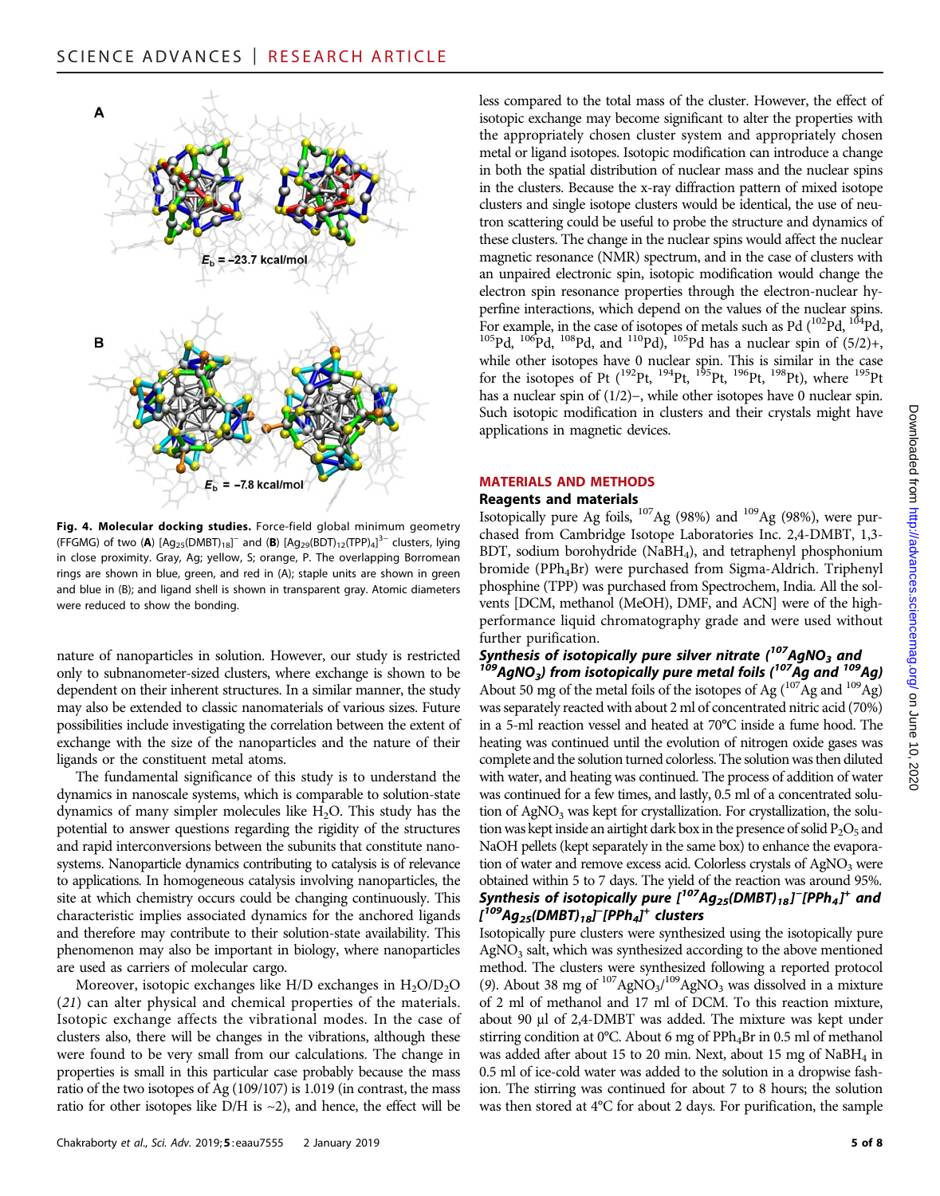A

$E_b$ = –23.7 kcal/mol

B

$E_b$ = –7.8 kcal/mol

**Fig. 4. Molecular docking studies.** Force-field global minimum geometry (FFGMG) of two (**A**) $[Ag_{25}(DMBT)_{18}]^-$ and (**B**) $[Ag_{29}(BDT)_{12}(TPP)_4]^{3-}$ clusters, lying in close proximity. Gray, Ag; yellow, S; orange, P. The overlapping Borromean rings are shown in blue, green, and red in (A); staple units are shown in green and blue in (B); and ligand shell is shown in transparent gray. Atomic diameters were reduced to show the bonding.

nature of nanoparticles in solution. However, our study is restricted only to subnanometer-sized clusters, where exchange is shown to be dependent on their inherent structures. In a similar manner, the study may also be extended to classic nanomaterials of various sizes. Future possibilities include investigating the correlation between the extent of exchange with the size of the nanoparticles and the nature of their ligands or the constituent metal atoms.

The fundamental significance of this study is to understand the dynamics in nanoscale systems, which is comparable to solution-state dynamics of many simpler molecules like $H_2O$. This study has the potential to answer questions regarding the rigidity of the structures and rapid interconversions between the subunits that constitute nanosystems. Nanoparticle dynamics contributing to catalysis is of relevance to applications. In homogeneous catalysis involving nanoparticles, the site at which chemistry occurs could be changing continuously. This characteristic implies associated dynamics for the anchored ligands and therefore may contribute to their solution-state availability. This phenomenon may also be important in biology, where nanoparticles are used as carriers of molecular cargo.

Moreover, isotopic exchanges like H/D exchanges in $H_2O/D_2O$ (*21*) can alter physical and chemical properties of the materials. Isotopic exchange affects the vibrational modes. In the case of clusters also, there will be changes in the vibrations, although these were found to be very small from our calculations. The change in properties is small in this particular case probably because the mass ratio of the two isotopes of Ag (109/107) is 1.019 (in contrast, the mass ratio for other isotopes like D/H is ~2), and hence, the effect will be less compared to the total mass of the cluster. However, the effect of isotopic exchange may become significant to alter the properties with the appropriately chosen cluster system and appropriately chosen metal or ligand isotopes. Isotopic modification can introduce a change in both the spatial distribution of nuclear mass and the nuclear spins in the clusters. Because the x-ray diffraction pattern of mixed isotope clusters and single isotope clusters would be identical, the use of neutron scattering could be useful to probe the structure and dynamics of these clusters. The change in the nuclear spins would affect the nuclear magnetic resonance (NMR) spectrum, and in the case of clusters with an unpaired electronic spin, isotopic modification would change the electron spin resonance properties through the electron-nuclear hyperfine interactions, which depend on the values of the nuclear spins. For example, in the case of isotopes of metals such as Pd ($^{102}$Pd, $^{104}$Pd, $^{105}$Pd, $^{106}$Pd, $^{108}$Pd, and $^{110}$Pd), $^{105}$Pd has a nuclear spin of (5/2)+, while other isotopes have 0 nuclear spin. This is similar in the case for the isotopes of Pt ($^{192}$Pt, $^{194}$Pt, $^{195}$Pt, $^{196}$Pt, $^{198}$Pt), where $^{195}$Pt has a nuclear spin of (1/2)−, while other isotopes have 0 nuclear spin. Such isotopic modification in clusters and their crystals might have applications in magnetic devices.

## MATERIALS AND METHODS

### Reagents and materials

Isotopically pure Ag foils, $^{107}$Ag (98%) and $^{109}$Ag (98%), were purchased from Cambridge Isotope Laboratories Inc. 2,4-DMBT, 1,3-BDT, sodium borohydride ($NaBH_4$), and tetraphenyl phosphonium bromide ($PPh_4Br$) were purchased from Sigma-Aldrich. Triphenyl phosphine (TPP) was purchased from Spectrochem, India. All the solvents [DCM, methanol (MeOH), DMF, and ACN] were of the high-performance liquid chromatography grade and were used without further purification.

### *Synthesis of isotopically pure silver nitrate ($^{107}AgNO_3$ and $^{109}AgNO_3$) from isotopically pure metal foils ($^{107}$Ag and $^{109}$Ag)*

About 50 mg of the metal foils of the isotopes of Ag ($^{107}$Ag and $^{109}$Ag) was separately reacted with about 2 ml of concentrated nitric acid (70%) in a 5-ml reaction vessel and heated at 70°C inside a fume hood. The heating was continued until the evolution of nitrogen oxide gases was complete and the solution turned colorless. The solution was then diluted with water, and heating was continued. The process of addition of water was continued for a few times, and lastly, 0.5 ml of a concentrated solution of $AgNO_3$ was kept for crystallization. For crystallization, the solution was kept inside an airtight dark box in the presence of solid $P_2O_5$ and NaOH pellets (kept separately in the same box) to enhance the evaporation of water and remove excess acid. Colorless crystals of $AgNO_3$ were obtained within 5 to 7 days. The yield of the reaction was around 95%.

### *Synthesis of isotopically pure $[^{107}Ag_{25}(DMBT)_{18}]^-[PPh_4]^+$ and $[^{109}Ag_{25}(DMBT)_{18}]^-[PPh_4]^+$ clusters*

Isotopically pure clusters were synthesized using the isotopically pure $AgNO_3$ salt, which was synthesized according to the above mentioned method. The clusters were synthesized following a reported protocol (*9*). About 38 mg of $^{107}AgNO_3$/$^{109}AgNO_3$ was dissolved in a mixture of 2 ml of methanol and 17 ml of DCM. To this reaction mixture, about 90 μl of 2,4-DMBT was added. The mixture was kept under stirring condition at 0°C. About 6 mg of $PPh_4Br$ in 0.5 ml of methanol was added after about 15 to 20 min. Next, about 15 mg of $NaBH_4$ in 0.5 ml of ice-cold water was added to the solution in a dropwise fashion. The stirring was continued for about 7 to 8 hours; the solution was then stored at 4°C for about 2 days. For purification, the sample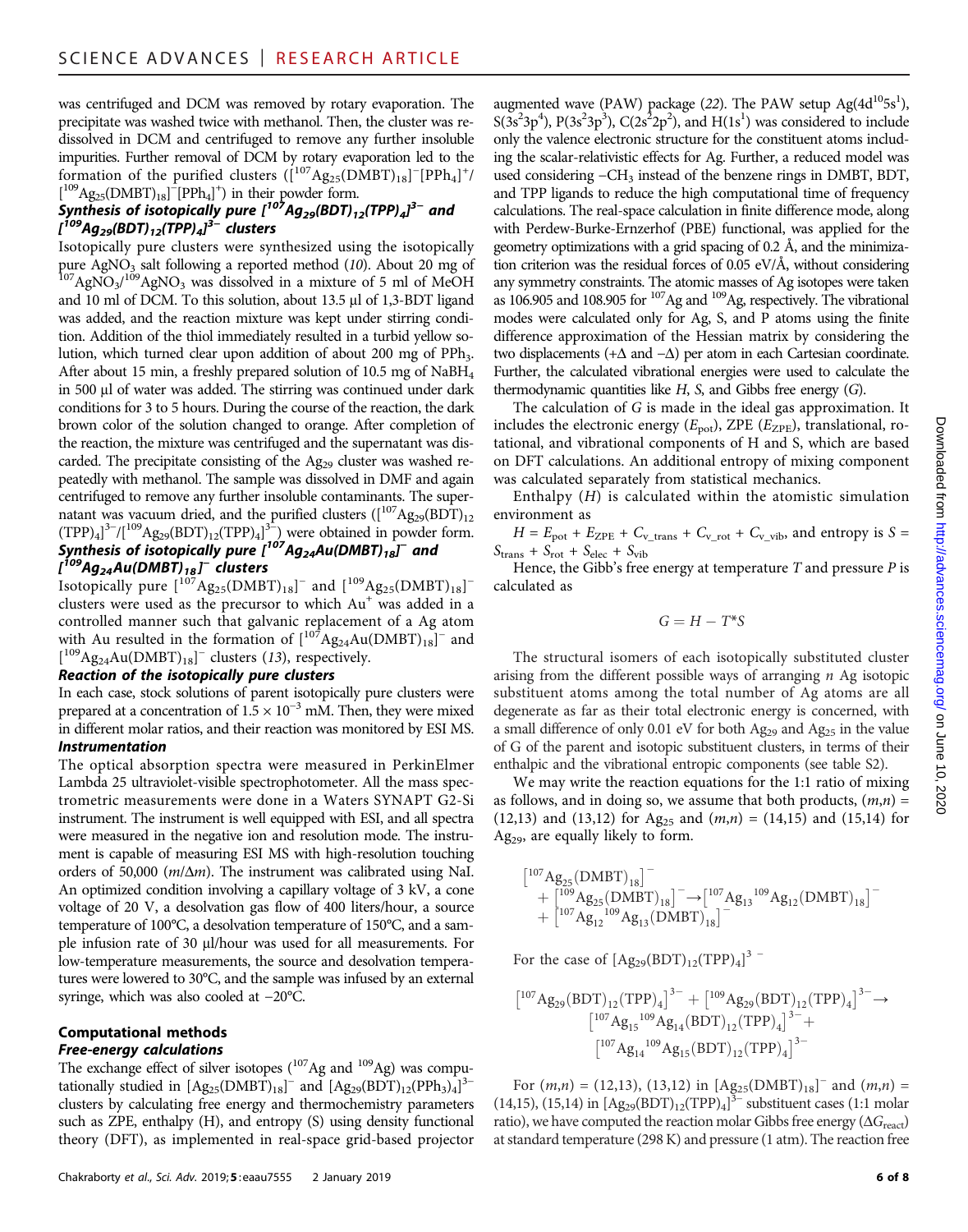was centrifuged and DCM was removed by rotary evaporation. The precipitate was washed twice with methanol. Then, the cluster was redissolved in DCM and centrifuged to remove any further insoluble impurities. Further removal of DCM by rotary evaporation led to the formation of the purified clusters ($[^{107}Ag_{25}(DMBT)_{18}]^{-}[PPh_4]^{+}$/$[^{109}Ag_{25}(DMBT)_{18}]^{-}[PPh_4]^{+}$) in their powder form.

#### Synthesis of isotopically pure $[^{107}Ag_{29}(BDT)_{12}(TPP)_4]^{3-}$ and $[^{109}Ag_{29}(BDT)_{12}(TPP)_4]^{3-}$ clusters

Isotopically pure clusters were synthesized using the isotopically pure $AgNO_3$ salt following a reported method (10). About 20 mg of $^{107}AgNO_3$/$^{109}AgNO_3$ was dissolved in a mixture of 5 ml of MeOH and 10 ml of DCM. To this solution, about 13.5 μl of 1,3-BDT ligand was added, and the reaction mixture was kept under stirring condition. Addition of the thiol immediately resulted in a turbid yellow solution, which turned clear upon addition of about 200 mg of $PPh_3$. After about 15 min, a freshly prepared solution of 10.5 mg of $NaBH_4$ in 500 μl of water was added. The stirring was continued under dark conditions for 3 to 5 hours. During the course of the reaction, the dark brown color of the solution changed to orange. After completion of the reaction, the mixture was centrifuged and the supernatant was discarded. The precipitate consisting of the $Ag_{29}$ cluster was washed repeatedly with methanol. The sample was dissolved in DMF and again centrifuged to remove any further insoluble contaminants. The supernatant was vacuum dried, and the purified clusters ($[^{107}Ag_{29}(BDT)_{12}(TPP)_4]^{3-}$/$[^{109}Ag_{29}(BDT)_{12}(TPP)_4]^{3-}$) were obtained in powder form.

#### Synthesis of isotopically pure $[^{107}Ag_{24}Au(DMBT)_{18}]^{-}$ and $[^{109}Ag_{24}Au(DMBT)_{18}]^{-}$ clusters

Isotopically pure $[^{107}Ag_{25}(DMBT)_{18}]^{-}$ and $[^{109}Ag_{25}(DMBT)_{18}]^{-}$ clusters were used as the precursor to which $Au^{+}$ was added in a controlled manner such that galvanic replacement of a Ag atom with Au resulted in the formation of $[^{107}Ag_{24}Au(DMBT)_{18}]^{-}$ and $[^{109}Ag_{24}Au(DMBT)_{18}]^{-}$ clusters (13), respectively.

#### Reaction of the isotopically pure clusters

In each case, stock solutions of parent isotopically pure clusters were prepared at a concentration of $1.5 \times 10^{-3}$ mM. Then, they were mixed in different molar ratios, and their reaction was monitored by ESI MS.

#### Instrumentation

The optical absorption spectra were measured in PerkinElmer Lambda 25 ultraviolet-visible spectrophotometer. All the mass spectrometric measurements were done in a Waters SYNAPT G2-Si instrument. The instrument is well equipped with ESI, and all spectra were measured in the negative ion and resolution mode. The instrument is capable of measuring ESI MS with high-resolution touching orders of 50,000 ($m/\Delta m$). The instrument was calibrated using NaI. An optimized condition involving a capillary voltage of 3 kV, a cone voltage of 20 V, a desolvation gas flow of 400 liters/hour, a source temperature of 100°C, a desolvation temperature of 150°C, and a sample infusion rate of 30 μl/hour was used for all measurements. For low-temperature measurements, the source and desolvation temperatures were lowered to 30°C, and the sample was infused by an external syringe, which was also cooled at −20°C.

### Computational methods

#### Free-energy calculations

The exchange effect of silver isotopes ($^{107}Ag$ and $^{109}Ag$) was computationally studied in $[Ag_{25}(DMBT)_{18}]^{-}$ and $[Ag_{29}(BDT)_{12}(PPh_3)_4]^{3-}$ clusters by calculating free energy and thermochemistry parameters such as ZPE, enthalpy (H), and entropy (S) using density functional theory (DFT), as implemented in real-space grid-based projector augmented wave (PAW) package (22). The PAW setup Ag($4d^{10}5s^1$), S($3s^23p^4$), P($3s^23p^3$), C($2s^22p^2$), and H($1s^1$) was considered to include only the valence electronic structure for the constituent atoms including the scalar-relativistic effects for Ag. Further, a reduced model was used considering $-CH_3$ instead of the benzene rings in DMBT, BDT, and TPP ligands to reduce the high computational time of frequency calculations. The real-space calculation in finite difference mode, along with Perdew-Burke-Ernzerhof (PBE) functional, was applied for the geometry optimizations with a grid spacing of 0.2 Å, and the minimization criterion was the residual forces of 0.05 eV/Å, without considering any symmetry constraints. The atomic masses of Ag isotopes were taken as 106.905 and 108.905 for $^{107}Ag$ and $^{109}Ag$, respectively. The vibrational modes were calculated only for Ag, S, and P atoms using the finite difference approximation of the Hessian matrix by considering the two displacements ($+\Delta$ and $-\Delta$) per atom in each Cartesian coordinate. Further, the calculated vibrational energies were used to calculate the thermodynamic quantities like $H$, $S$, and Gibbs free energy ($G$).

The calculation of $G$ is made in the ideal gas approximation. It includes the electronic energy ($E_{pot}$), ZPE ($E_{ZPE}$), translational, rotational, and vibrational components of H and S, which are based on DFT calculations. An additional entropy of mixing component was calculated separately from statistical mechanics.

Enthalpy ($H$) is calculated within the atomistic simulation environment as

$H = E_{pot} + E_{ZPE} + C_{v\_trans} + C_{v\_rot} + C_{v\_vib}$, and entropy is $S = S_{trans} + S_{rot} + S_{elec} + S_{vib}$

Hence, the Gibb's free energy at temperature $T$ and pressure $P$ is calculated as

$$G = H - T^{*}S$$

The structural isomers of each isotopically substituted cluster arising from the different possible ways of arranging $n$ Ag isotopic substituent atoms among the total number of Ag atoms are all degenerate as far as their total electronic energy is concerned, with a small difference of only 0.01 eV for both $Ag_{29}$ and $Ag_{25}$ in the value of G of the parent and isotopic substituent clusters, in terms of their enthalpic and the vibrational entropic components (see table S2).

We may write the reaction equations for the 1:1 ratio of mixing as follows, and in doing so, we assume that both products, $(m,n)$ = (12,13) and (13,12) for $Ag_{25}$ and $(m,n)$ = (14,15) and (15,14) for $Ag_{29}$, are equally likely to form.

$$\left[^{107}Ag_{25}(DMBT)_{18}\right]^{-} + \left[^{109}Ag_{25}(DMBT)_{18}\right]^{-} \rightarrow \left[^{107}Ag_{13}{}^{109}Ag_{12}(DMBT)_{18}\right]^{-} + \left[^{107}Ag_{12}{}^{109}Ag_{13}(DMBT)_{18}\right]^{-}$$

For the case of $[Ag_{29}(BDT)_{12}(TPP)_4]^{3-}$

$$\left[^{107}Ag_{29}(BDT)_{12}(TPP)_4\right]^{3-} + \left[^{109}Ag_{29}(BDT)_{12}(TPP)_4\right]^{3-} \rightarrow \left[^{107}Ag_{15}{}^{109}Ag_{14}(BDT)_{12}(TPP)_4\right]^{3-} + \left[^{107}Ag_{14}{}^{109}Ag_{15}(BDT)_{12}(TPP)_4\right]^{3-}$$

For $(m,n)$ = (12,13), (13,12) in $[Ag_{25}(DMBT)_{18}]^{-}$ and $(m,n)$ = (14,15), (15,14) in $[Ag_{29}(BDT)_{12}(TPP)_4]^{3-}$ substituent cases (1:1 molar ratio), we have computed the reaction molar Gibbs free energy ($\Delta G_{react}$) at standard temperature (298 K) and pressure (1 atm). The reaction free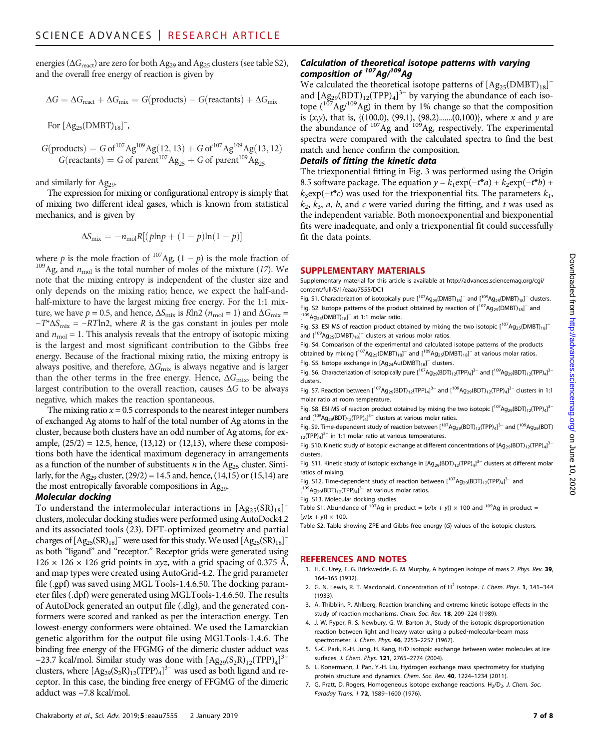energies ($\Delta G_{\text{react}}$) are zero for both $Ag_{29}$ and $Ag_{25}$ clusters (see table S2), and the overall free energy of reaction is given by

$$\Delta G = \Delta G_{\text{react}} + \Delta G_{\text{mix}} = G(\text{products}) - G(\text{reactants}) + \Delta G_{\text{mix}}$$

For $[Ag_{25}(DMBT)_{18}]^-$,

$$G(\text{products}) = G \text{ of } ^{107}Ag^{109}Ag(12,13) + G \text{ of } ^{107}Ag^{109}Ag(13,12)$$
$$G(\text{reactants}) = G \text{ of parent } ^{107}Ag_{25} + G \text{ of parent } ^{109}Ag_{25}$$

and similarly for $Ag_{29}$.

The expression for mixing or configurational entropy is simply that of mixing two different ideal gases, which is known from statistical mechanics, and is given by

$$\Delta S_{\text{mix}} = -n_{\text{mol}}R[(p\ln p + (1-p)\ln(1-p)]$$

where $p$ is the mole fraction of $^{107}Ag$, $(1 - p)$ is the mole fraction of $^{109}Ag$, and $n_{\text{mol}}$ is the total number of moles of the mixture (17). We note that the mixing entropy is independent of the cluster size and only depends on the mixing ratio; hence, we expect the half-and-half-mixture to have the largest mixing free energy. For the 1:1 mixture, we have $p = 0.5$, and hence, $\Delta S_{\text{mix}}$ is $R\ln 2$ ($n_{\text{mol}} = 1$) and $\Delta G_{\text{mix}} = -T^*\Delta S_{\text{mix}} = -RT\ln 2$, where $R$ is the gas constant in joules per mole and $n_{\text{mol}} = 1$. This analysis reveals that the entropy of isotopic mixing is the largest and most significant contribution to the Gibbs free energy. Because of the fractional mixing ratio, the mixing entropy is always positive, and therefore, $\Delta G_{\text{mix}}$ is always negative and is larger than the other terms in the free energy. Hence, $\Delta G_{\text{mix}}$, being the largest contribution to the overall reaction, causes $\Delta G$ to be always negative, which makes the reaction spontaneous.

The mixing ratio $x = 0.5$ corresponds to the nearest integer numbers of exchanged Ag atoms to half of the total number of Ag atoms in the cluster, because both clusters have an odd number of Ag atoms, for example, $(25/2) = 12.5$, hence, (13,12) or (12,13), where these compositions both have the identical maximum degeneracy in arrangements as a function of the number of substituents $n$ in the $Ag_{25}$ cluster. Similarly, for the $Ag_{29}$ cluster, $(29/2) = 14.5$ and, hence, (14,15) or (15,14) are the most entropically favorable compositions in $Ag_{29}$.

### Molecular docking

To understand the intermolecular interactions in $[Ag_{25}(SR)_{18}]^-$ clusters, molecular docking studies were performed using AutoDock4.2 and its associated tools (23). DFT-optimized geometry and partial charges of $[Ag_{25}(SR)_{18}]^-$ were used for this study. We used $[Ag_{25}(SR)_{18}]^-$ as both "ligand" and "receptor." Receptor grids were generated using $126 \times 126 \times 126$ grid points in $xyz$, with a grid spacing of 0.375 Å, and map types were created using AutoGrid-4.2. The grid parameter file (.gpf) was saved using MGL Tools-1.4.6.50. The docking parameter files (.dpf) were generated using MGLTools-1.4.6.50. The results of AutoDock generated an output file (.dlg), and the generated conformers were scored and ranked as per the interaction energy. Ten lowest-energy conformers were obtained. We used the Lamarckian genetic algorithm for the output file using MGLTools-1.4.6. The binding free energy of the FFGMG of the dimeric cluster adduct was −23.7 kcal/mol. Similar study was done with $[Ag_{29}(S_2R)_{12}(TPP)_4]^{3-}$ clusters, where $[Ag_{29}(S_2R)_{12}(TPP)_4]^{3-}$ was used as both ligand and receptor. In this case, the binding free energy of FFGMG of the dimeric adduct was −7.8 kcal/mol.

### Calculation of theoretical isotope patterns with varying composition of $^{107}Ag/^{109}Ag$

We calculated the theoretical isotope patterns of $[Ag_{25}(DMBT)_{18}]^-$ and $[Ag_{29}(BDT)_{12}(TPP)_4]^{3-}$ by varying the abundance of each isotope ($^{107}Ag/^{109}Ag$) in them by 1% change so that the composition is $(x,y)$, that is, {(100,0), (99,1), (98,2).......(0,100)}, where $x$ and $y$ are the abundance of $^{107}Ag$ and $^{109}Ag$, respectively. The experimental spectra were compared with the calculated spectra to find the best match and hence confirm the composition.

### Details of fitting the kinetic data

The triexponential fitting in Fig. 3 was performed using the Origin 8.5 software package. The equation $y = k_1\exp(-t^*a) + k_2\exp(-t^*b) + k_3\exp(-t^*c)$ was used for the triexponential fits. The parameters $k_1$, $k_2$, $k_3$, $a$, $b$, and $c$ were varied during the fitting, and $t$ was used as the independent variable. Both monoexponential and biexponential fits were inadequate, and only a triexponential fit could successfully fit the data points.

## SUPPLEMENTARY MATERIALS

Supplementary material for this article is available at http://advances.sciencemag.org/cgi/content/full/5/1/eaau7555/DC1

Fig. S1. Characterization of isotopically pure $[^{107}Ag_{25}(DMBT)_{18}]^-$ and $[^{109}Ag_{25}(DMBT)_{18}]^-$ clusters.

Fig. S2. Isotope patterns of the product obtained by reaction of $[^{107}Ag_{25}(DMBT)_{18}]^-$ and $[^{109}Ag_{25}(DMBT)_{18}]^-$ at 1:1 molar ratio.

Fig. S3. ESI MS of reaction product obtained by mixing the two isotopic $[^{107}Ag_{25}(DMBT)_{18}]^-$ and $[^{109}Ag_{25}(DMBT)_{18}]^-$ clusters at various molar ratios.

Fig. S4. Comparison of the experimental and calculated isotope patterns of the products obtained by mixing $[^{107}Ag_{25}(DMBT)_{18}]^-$ and $[^{109}Ag_{25}(DMBT)_{18}]^-$ at various molar ratios.

Fig. S5. Isotope exchange in $[Ag_{24}Au(DMBT)_{18}]^-$ clusters.

Fig. S6. Characterization of isotopically pure $[^{107}Ag_{29}(BDT)_{12}(TPP)_4]^{3-}$ and $[^{109}Ag_{29}(BDT)_{12}(TPP)_4]^{3-}$ clusters.

Fig. S7. Reaction between $[^{107}Ag_{29}(BDT)_{12}(TPP)_4]^{3-}$ and $[^{109}Ag_{29}(BDT)_{12}(TPP)_4]^{3-}$ clusters in 1:1 molar ratio at room temperature.

Fig. S8. ESI MS of reaction product obtained by mixing the two isotopic $[^{107}Ag_{29}(BDT)_{12}(TPP)_4]^{3-}$ and $[^{109}Ag_{29}(BDT)_{12}(TPP)_4]^{3-}$ clusters at various molar ratios.

Fig. S9. Time-dependent study of reaction between $[^{107}Ag_{29}(BDT)_{12}(TPP)_4]^{3-}$ and $[^{109}Ag_{29}(BDT)_{12}(TPP)_4]^{3-}$ in 1:1 molar ratio at various temperatures.

Fig. S10. Kinetic study of isotopic exchange at different concentrations of $[Ag_{29}(BDT)_{12}(TPP)_4]^{3-}$ clusters.

Fig. S11. Kinetic study of isotopic exchange in $[Ag_{29}(BDT)_{12}(TPP)_4]^{3-}$ clusters at different molar ratios of mixing.

Fig. S12. Time-dependent study of reaction between $[^{107}Ag_{29}(BDT)_{12}(TPP)_4]^{3-}$ and $[^{109}Ag_{29}(BDT)_{12}(TPP)_4]^{3-}$ at various molar ratios.

Fig. S13. Molecular docking studies.

Table S1. Abundance of $^{107}Ag$ in product = $\{x/(x + y)\} \times 100$ and $^{109}Ag$ in product = $\{y/(x + y)\} \times 100$.

Table S2. Table showing ZPE and Gibbs free energy ($G$) values of the isotopic clusters.

## REFERENCES AND NOTES

1. H. C. Urey, F. G. Brickwedde, G. M. Murphy, A hydrogen isotope of mass 2. *Phys. Rev.* **39**, 164–165 (1932).
2. G. N. Lewis, R. T. Macdonald, Concentration of $H^2$ isotope. *J. Chem. Phys.* **1**, 341–344 (1933).
3. A. Thibblin, P. Ahlberg, Reaction branching and extreme kinetic isotope effects in the study of reaction mechanisms. *Chem. Soc. Rev.* **18**, 209–224 (1989).
4. J. W. Pyper, R. S. Newbury, G. W. Barton Jr., Study of the isotopic disproportionation reaction between light and heavy water using a pulsed-molecular-beam mass spectrometer. *J. Chem. Phys.* **46**, 2253–2257 (1967).
5. S.-C. Park, K.-H. Jung, H. Kang, H/D isotopic exchange between water molecules at ice surfaces. *J. Chem. Phys.* **121**, 2765–2774 (2004).
6. L. Konermann, J. Pan, Y.-H. Liu, Hydrogen exchange mass spectrometry for studying protein structure and dynamics. *Chem. Soc. Rev.* **40**, 1224–1234 (2011).
7. G. Pratt, D. Rogers, Homogeneous isotope exchange reactions. $H_2/D_2$. *J. Chem. Soc. Faraday Trans. 1* **72**, 1589–1600 (1976).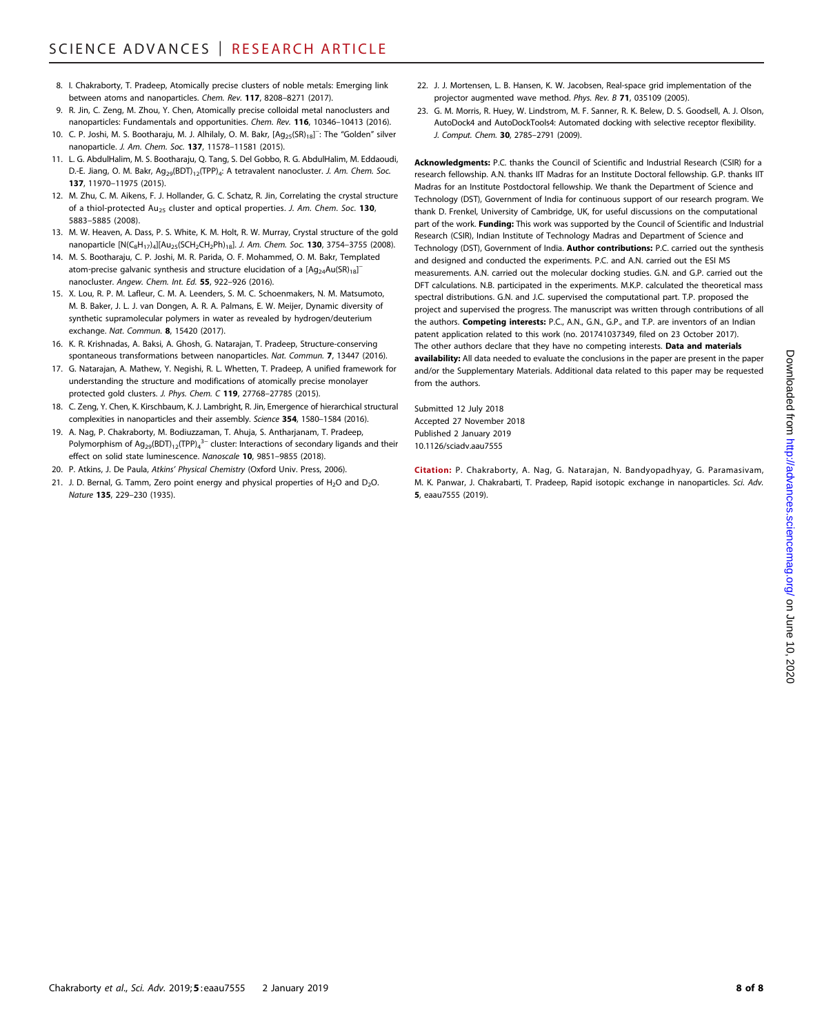8. I. Chakraborty, T. Pradeep, Atomically precise clusters of noble metals: Emerging link between atoms and nanoparticles. *Chem. Rev.* **117**, 8208–8271 (2017).
9. R. Jin, C. Zeng, M. Zhou, Y. Chen, Atomically precise colloidal metal nanoclusters and nanoparticles: Fundamentals and opportunities. *Chem. Rev.* **116**, 10346–10413 (2016).
10. C. P. Joshi, M. S. Bootharaju, M. J. Alhilaly, O. M. Bakr, $[Ag_{25}(SR)_{18}]^{-}$: The "Golden" silver nanoparticle. *J. Am. Chem. Soc.* **137**, 11578–11581 (2015).
11. L. G. AbdulHalim, M. S. Bootharaju, Q. Tang, S. Del Gobbo, R. G. AbdulHalim, M. Eddaoudi, D.-E. Jiang, O. M. Bakr, $Ag_{29}(BDT)_{12}(TPP)_4$: A tetravalent nanocluster. *J. Am. Chem. Soc.* **137**, 11970–11975 (2015).
12. M. Zhu, C. M. Aikens, F. J. Hollander, G. C. Schatz, R. Jin, Correlating the crystal structure of a thiol-protected $Au_{25}$ cluster and optical properties. *J. Am. Chem. Soc.* **130**, 5883–5885 (2008).
13. M. W. Heaven, A. Dass, P. S. White, K. M. Holt, R. W. Murray, Crystal structure of the gold nanoparticle $[N(C_8H_{17})_4][Au_{25}(SCH_2CH_2Ph)_{18}]$. *J. Am. Chem. Soc.* **130**, 3754–3755 (2008).
14. M. S. Bootharaju, C. P. Joshi, M. R. Parida, O. F. Mohammed, O. M. Bakr, Templated atom-precise galvanic synthesis and structure elucidation of a $[Ag_{24}Au(SR)_{18}]^{-}$ nanocluster. *Angew. Chem. Int. Ed.* **55**, 922–926 (2016).
15. X. Lou, R. P. M. Lafleur, C. M. A. Leenders, S. M. C. Schoenmakers, N. M. Matsumoto, M. B. Baker, J. L. J. van Dongen, A. R. A. Palmans, E. W. Meijer, Dynamic diversity of synthetic supramolecular polymers in water as revealed by hydrogen/deuterium exchange. *Nat. Commun.* **8**, 15420 (2017).
16. K. R. Krishnadas, A. Baksi, A. Ghosh, G. Natarajan, T. Pradeep, Structure-conserving spontaneous transformations between nanoparticles. *Nat. Commun.* **7**, 13447 (2016).
17. G. Natarajan, A. Mathew, Y. Negishi, R. L. Whetten, T. Pradeep, A unified framework for understanding the structure and modifications of atomically precise monolayer protected gold clusters. *J. Phys. Chem. C* **119**, 27768–27785 (2015).
18. C. Zeng, Y. Chen, K. Kirschbaum, K. J. Lambright, R. Jin, Emergence of hierarchical structural complexities in nanoparticles and their assembly. *Science* **354**, 1580–1584 (2016).
19. A. Nag, P. Chakraborty, M. Bodiuzzaman, T. Ahuja, S. Antharjanam, T. Pradeep, Polymorphism of $Ag_{29}(BDT)_{12}(TPP)_4{}^{3-}$ cluster: Interactions of secondary ligands and their effect on solid state luminescence. *Nanoscale* **10**, 9851–9855 (2018).
20. P. Atkins, J. De Paula, *Atkins' Physical Chemistry* (Oxford Univ. Press, 2006).
21. J. D. Bernal, G. Tamm, Zero point energy and physical properties of $H_2O$ and $D_2O$. *Nature* **135**, 229–230 (1935).
22. J. J. Mortensen, L. B. Hansen, K. W. Jacobsen, Real-space grid implementation of the projector augmented wave method. *Phys. Rev. B* **71**, 035109 (2005).
23. G. M. Morris, R. Huey, W. Lindstrom, M. F. Sanner, R. K. Belew, D. S. Goodsell, A. J. Olson, AutoDock4 and AutoDockTools4: Automated docking with selective receptor flexibility. *J. Comput. Chem.* **30**, 2785–2791 (2009).

**Acknowledgments:** P.C. thanks the Council of Scientific and Industrial Research (CSIR) for a research fellowship. A.N. thanks IIT Madras for an Institute Doctoral fellowship. G.P. thanks IIT Madras for an Institute Postdoctoral fellowship. We thank the Department of Science and Technology (DST), Government of India for continuous support of our research program. We thank D. Frenkel, University of Cambridge, UK, for useful discussions on the computational part of the work. **Funding:** This work was supported by the Council of Scientific and Industrial Research (CSIR), Indian Institute of Technology Madras and Department of Science and Technology (DST), Government of India. **Author contributions:** P.C. carried out the synthesis and designed and conducted the experiments. P.C. and A.N. carried out the ESI MS measurements. A.N. carried out the molecular docking studies. G.N. and G.P. carried out the DFT calculations. N.B. participated in the experiments. M.K.P. calculated the theoretical mass spectral distributions. G.N. and J.C. supervised the computational part. T.P. proposed the project and supervised the progress. The manuscript was written through contributions of all the authors. **Competing interests:** P.C., A.N., G.N., G.P., and T.P. are inventors of an Indian patent application related to this work (no. 201741037349, filed on 23 October 2017). The other authors declare that they have no competing interests. **Data and materials availability:** All data needed to evaluate the conclusions in the paper are present in the paper and/or the Supplementary Materials. Additional data related to this paper may be requested from the authors.

Submitted 12 July 2018
Accepted 27 November 2018
Published 2 January 2019
10.1126/sciadv.aau7555

**Citation:** P. Chakraborty, A. Nag, G. Natarajan, N. Bandyopadhyay, G. Paramasivam, M. K. Panwar, J. Chakrabarti, T. Pradeep, Rapid isotopic exchange in nanoparticles. *Sci. Adv.* **5**, eaau7555 (2019).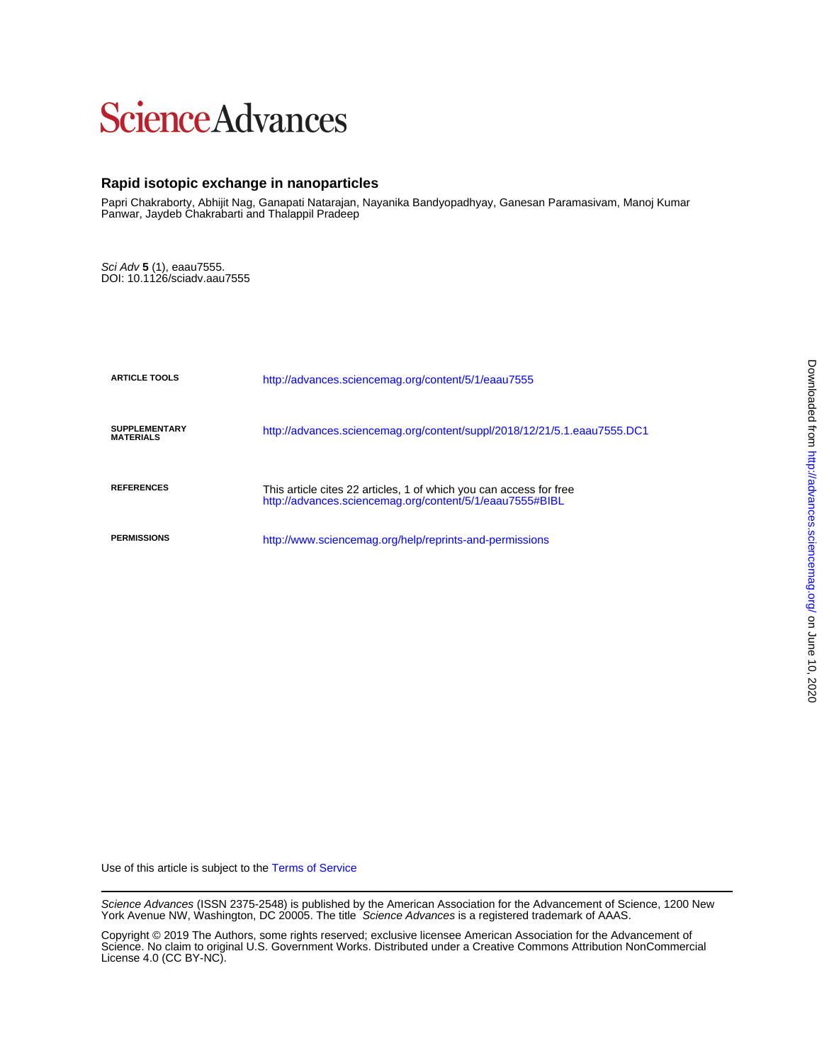# Science Advances

## Rapid isotopic exchange in nanoparticles

Papri Chakraborty, Abhijit Nag, Ganapati Natarajan, Nayanika Bandyopadhyay, Ganesan Paramasivam, Manoj Kumar Panwar, Jaydeb Chakrabarti and Thalappil Pradeep

*Sci Adv* **5** (1), eaau7555.
DOI: 10.1126/sciadv.aau7555

| | |
|---|---|
| **ARTICLE TOOLS** | http://advances.sciencemag.org/content/5/1/eaau7555 |
| **SUPPLEMENTARY MATERIALS** | http://advances.sciencemag.org/content/suppl/2018/12/21/5.1.eaau7555.DC1 |
| **REFERENCES** | This article cites 22 articles, 1 of which you can access for free http://advances.sciencemag.org/content/5/1/eaau7555#BIBL |
| **PERMISSIONS** | http://www.sciencemag.org/help/reprints-and-permissions |

Downloaded from http://advances.sciencemag.org/ on June 10, 2020

Use of this article is subject to the Terms of Service

*Science Advances* (ISSN 2375-2548) is published by the American Association for the Advancement of Science, 1200 New York Avenue NW, Washington, DC 20005. The title *Science Advances* is a registered trademark of AAAS.

Copyright © 2019 The Authors, some rights reserved; exclusive licensee American Association for the Advancement of Science. No claim to original U.S. Government Works. Distributed under a Creative Commons Attribution NonCommercial License 4.0 (CC BY-NC).